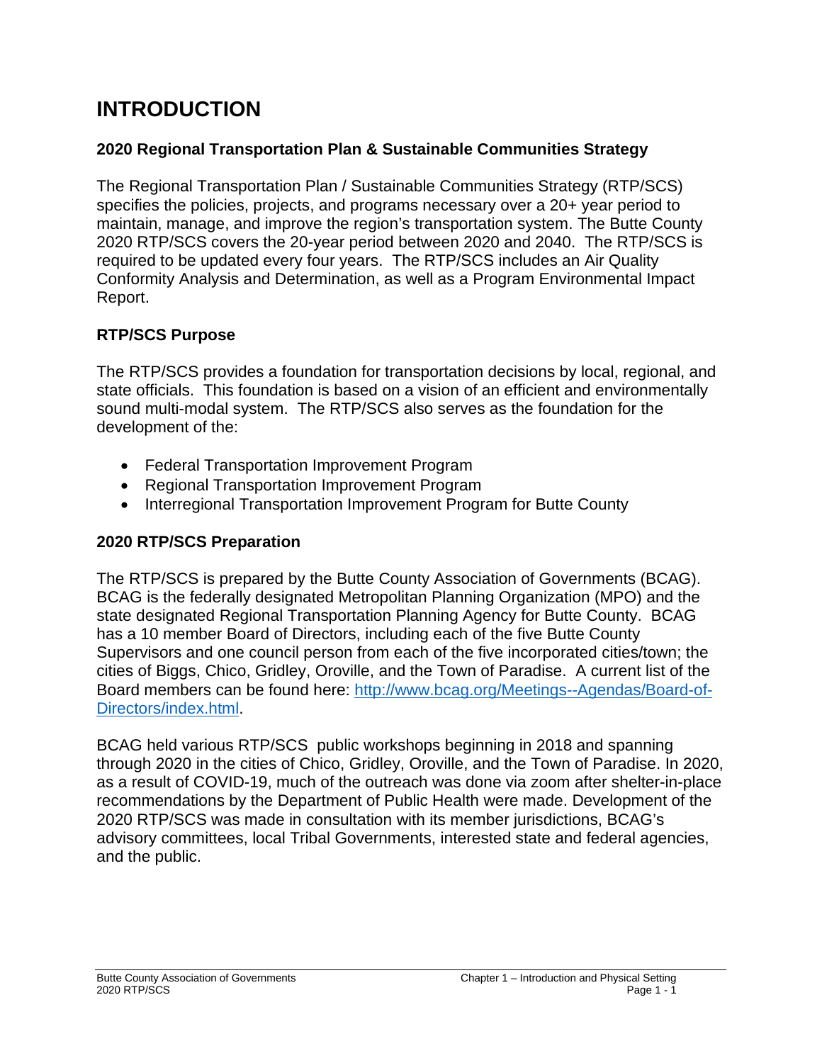# INTRODUCTION

## 2020 Regional Transportation Plan & Sustainable Communities Strategy

The Regional Transportation Plan / Sustainable Communities Strategy (RTP/SCS) specifies the policies, projects, and programs necessary over a 20+ year period to maintain, manage, and improve the region's transportation system. The Butte County 2020 RTP/SCS covers the 20-year period between 2020 and 2040. The RTP/SCS is required to be updated every four years. The RTP/SCS includes an Air Quality Conformity Analysis and Determination, as well as a Program Environmental Impact Report.

## RTP/SCS Purpose

The RTP/SCS provides a foundation for transportation decisions by local, regional, and state officials. This foundation is based on a vision of an efficient and environmentally sound multi-modal system. The RTP/SCS also serves as the foundation for the development of the:

- Federal Transportation Improvement Program
- Regional Transportation Improvement Program
- Interregional Transportation Improvement Program for Butte County

## 2020 RTP/SCS Preparation

The RTP/SCS is prepared by the Butte County Association of Governments (BCAG). BCAG is the federally designated Metropolitan Planning Organization (MPO) and the state designated Regional Transportation Planning Agency for Butte County. BCAG has a 10 member Board of Directors, including each of the five Butte County Supervisors and one council person from each of the five incorporated cities/town; the cities of Biggs, Chico, Gridley, Oroville, and the Town of Paradise. A current list of the Board members can be found here: [http://www.bcag.org/Meetings--Agendas/Board-of-Directors/index.html](http://www.bcag.org/Meetings--Agendas/Board-of-Directors/index.html).

BCAG held various RTP/SCS public workshops beginning in 2018 and spanning through 2020 in the cities of Chico, Gridley, Oroville, and the Town of Paradise. In 2020, as a result of COVID-19, much of the outreach was done via zoom after shelter-in-place recommendations by the Department of Public Health were made. Development of the 2020 RTP/SCS was made in consultation with its member jurisdictions, BCAG's advisory committees, local Tribal Governments, interested state and federal agencies, and the public.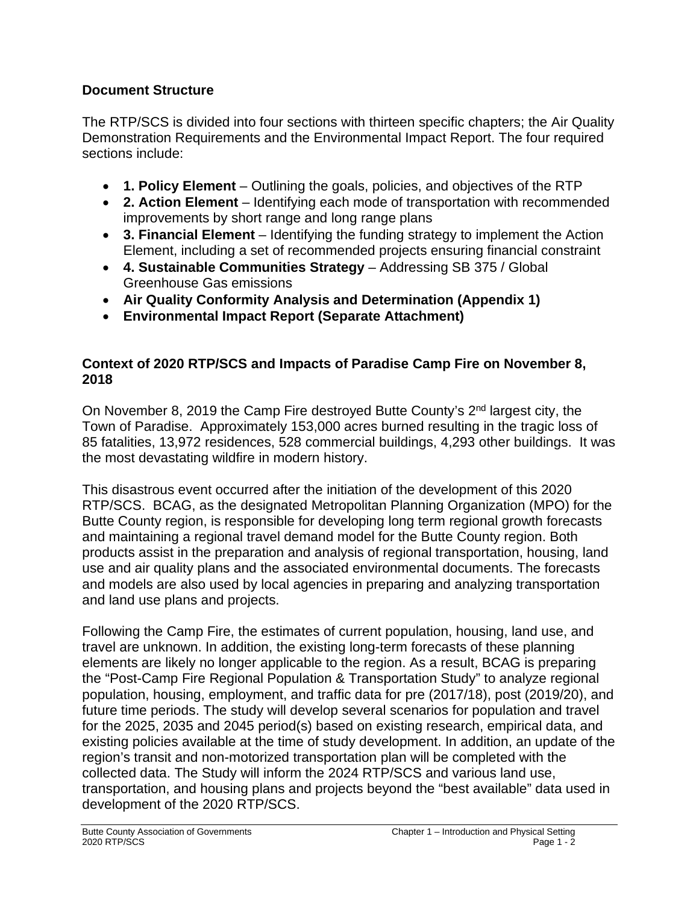## Document Structure

The RTP/SCS is divided into four sections with thirteen specific chapters; the Air Quality Demonstration Requirements and the Environmental Impact Report. The four required sections include:

- **1. Policy Element** – Outlining the goals, policies, and objectives of the RTP
- **2. Action Element** – Identifying each mode of transportation with recommended improvements by short range and long range plans
- **3. Financial Element** – Identifying the funding strategy to implement the Action Element, including a set of recommended projects ensuring financial constraint
- **4. Sustainable Communities Strategy** – Addressing SB 375 / Global Greenhouse Gas emissions
- **Air Quality Conformity Analysis and Determination (Appendix 1)**
- **Environmental Impact Report (Separate Attachment)**

## Context of 2020 RTP/SCS and Impacts of Paradise Camp Fire on November 8, 2018

On November 8, 2019 the Camp Fire destroyed Butte County's 2nd largest city, the Town of Paradise. Approximately 153,000 acres burned resulting in the tragic loss of 85 fatalities, 13,972 residences, 528 commercial buildings, 4,293 other buildings. It was the most devastating wildfire in modern history.

This disastrous event occurred after the initiation of the development of this 2020 RTP/SCS. BCAG, as the designated Metropolitan Planning Organization (MPO) for the Butte County region, is responsible for developing long term regional growth forecasts and maintaining a regional travel demand model for the Butte County region. Both products assist in the preparation and analysis of regional transportation, housing, land use and air quality plans and the associated environmental documents. The forecasts and models are also used by local agencies in preparing and analyzing transportation and land use plans and projects.

Following the Camp Fire, the estimates of current population, housing, land use, and travel are unknown. In addition, the existing long-term forecasts of these planning elements are likely no longer applicable to the region. As a result, BCAG is preparing the "Post-Camp Fire Regional Population & Transportation Study" to analyze regional population, housing, employment, and traffic data for pre (2017/18), post (2019/20), and future time periods. The study will develop several scenarios for population and travel for the 2025, 2035 and 2045 period(s) based on existing research, empirical data, and existing policies available at the time of study development. In addition, an update of the region's transit and non-motorized transportation plan will be completed with the collected data. The Study will inform the 2024 RTP/SCS and various land use, transportation, and housing plans and projects beyond the "best available" data used in development of the 2020 RTP/SCS.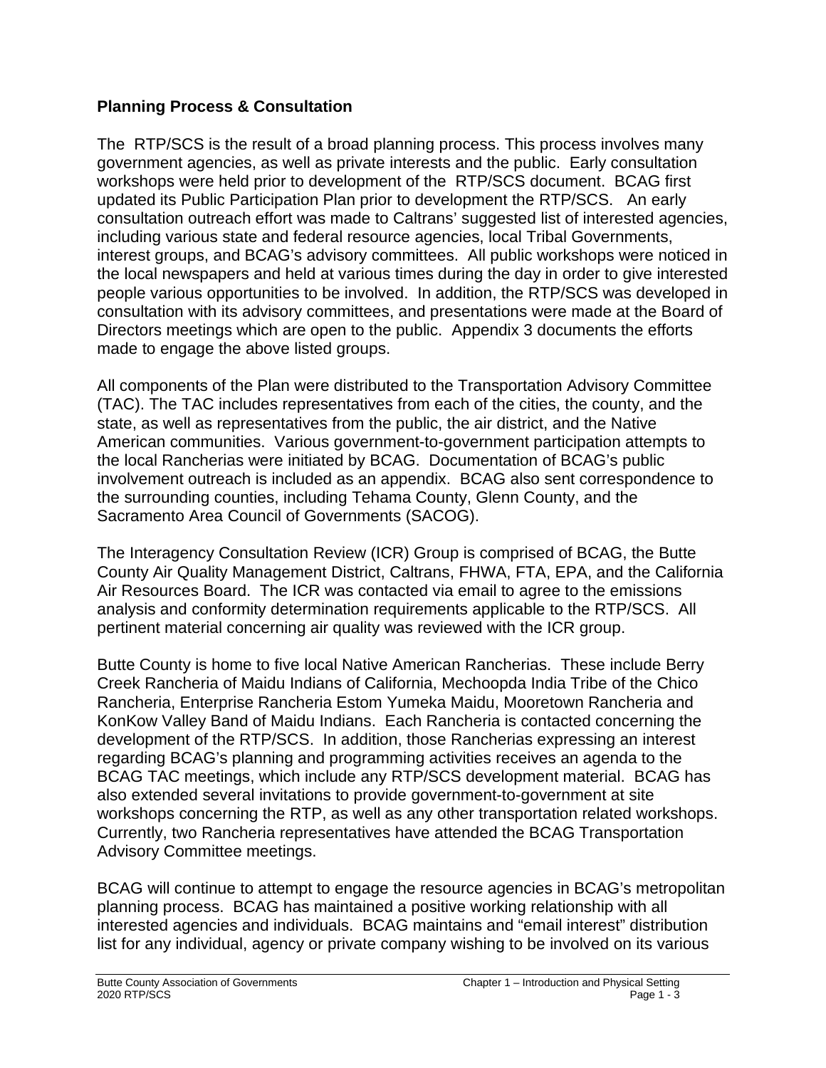## Planning Process & Consultation

The RTP/SCS is the result of a broad planning process. This process involves many government agencies, as well as private interests and the public. Early consultation workshops were held prior to development of the RTP/SCS document. BCAG first updated its Public Participation Plan prior to development the RTP/SCS. An early consultation outreach effort was made to Caltrans' suggested list of interested agencies, including various state and federal resource agencies, local Tribal Governments, interest groups, and BCAG's advisory committees. All public workshops were noticed in the local newspapers and held at various times during the day in order to give interested people various opportunities to be involved. In addition, the RTP/SCS was developed in consultation with its advisory committees, and presentations were made at the Board of Directors meetings which are open to the public. Appendix 3 documents the efforts made to engage the above listed groups.

All components of the Plan were distributed to the Transportation Advisory Committee (TAC). The TAC includes representatives from each of the cities, the county, and the state, as well as representatives from the public, the air district, and the Native American communities. Various government-to-government participation attempts to the local Rancherias were initiated by BCAG. Documentation of BCAG's public involvement outreach is included as an appendix. BCAG also sent correspondence to the surrounding counties, including Tehama County, Glenn County, and the Sacramento Area Council of Governments (SACOG).

The Interagency Consultation Review (ICR) Group is comprised of BCAG, the Butte County Air Quality Management District, Caltrans, FHWA, FTA, EPA, and the California Air Resources Board. The ICR was contacted via email to agree to the emissions analysis and conformity determination requirements applicable to the RTP/SCS. All pertinent material concerning air quality was reviewed with the ICR group.

Butte County is home to five local Native American Rancherias. These include Berry Creek Rancheria of Maidu Indians of California, Mechoopda India Tribe of the Chico Rancheria, Enterprise Rancheria Estom Yumeka Maidu, Mooretown Rancheria and KonKow Valley Band of Maidu Indians. Each Rancheria is contacted concerning the development of the RTP/SCS. In addition, those Rancherias expressing an interest regarding BCAG's planning and programming activities receives an agenda to the BCAG TAC meetings, which include any RTP/SCS development material. BCAG has also extended several invitations to provide government-to-government at site workshops concerning the RTP, as well as any other transportation related workshops. Currently, two Rancheria representatives have attended the BCAG Transportation Advisory Committee meetings.

BCAG will continue to attempt to engage the resource agencies in BCAG's metropolitan planning process. BCAG has maintained a positive working relationship with all interested agencies and individuals. BCAG maintains and "email interest" distribution list for any individual, agency or private company wishing to be involved on its various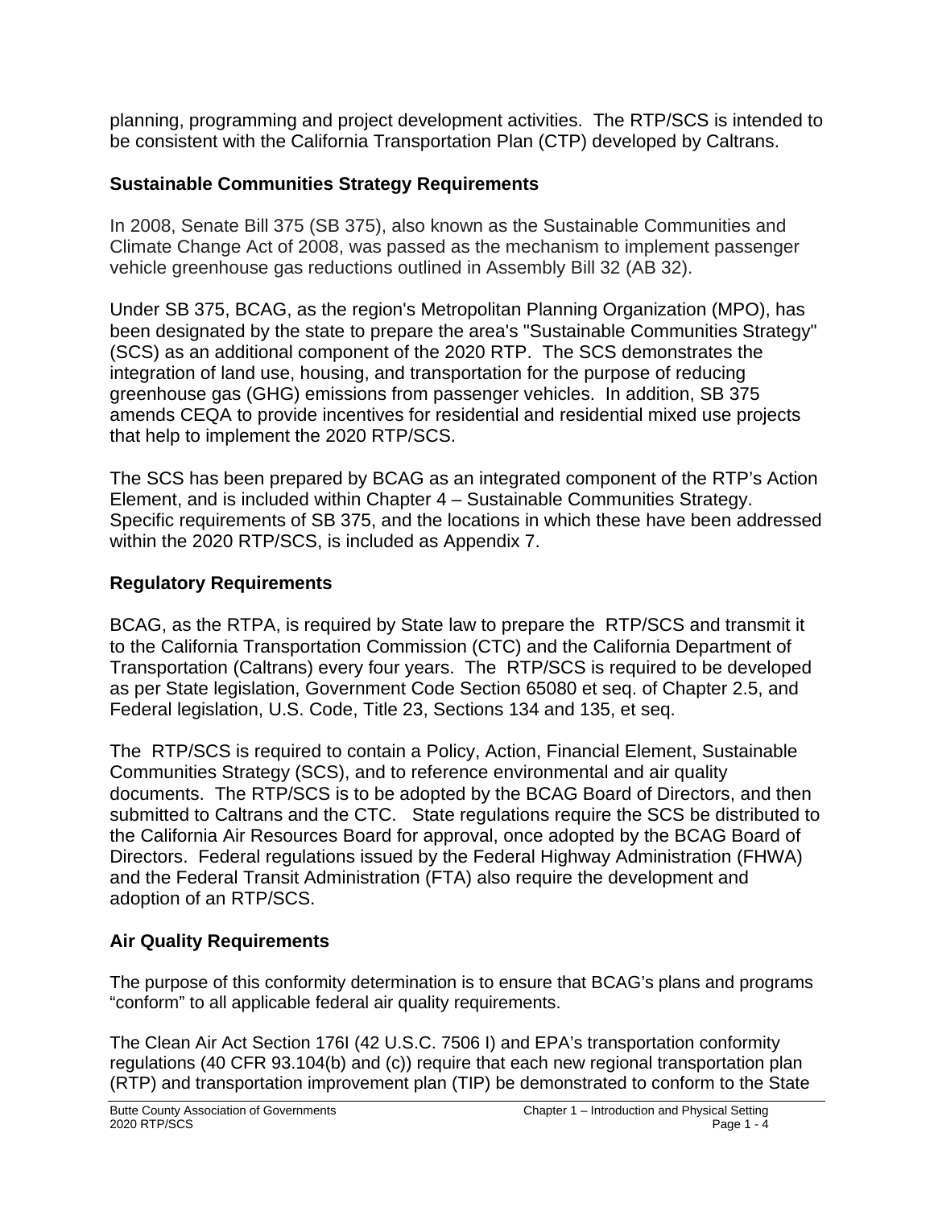planning, programming and project development activities. The RTP/SCS is intended to be consistent with the California Transportation Plan (CTP) developed by Caltrans.

## Sustainable Communities Strategy Requirements

In 2008, Senate Bill 375 (SB 375), also known as the Sustainable Communities and Climate Change Act of 2008, was passed as the mechanism to implement passenger vehicle greenhouse gas reductions outlined in Assembly Bill 32 (AB 32).

Under SB 375, BCAG, as the region's Metropolitan Planning Organization (MPO), has been designated by the state to prepare the area's "Sustainable Communities Strategy" (SCS) as an additional component of the 2020 RTP. The SCS demonstrates the integration of land use, housing, and transportation for the purpose of reducing greenhouse gas (GHG) emissions from passenger vehicles. In addition, SB 375 amends CEQA to provide incentives for residential and residential mixed use projects that help to implement the 2020 RTP/SCS.

The SCS has been prepared by BCAG as an integrated component of the RTP's Action Element, and is included within Chapter 4 – Sustainable Communities Strategy. Specific requirements of SB 375, and the locations in which these have been addressed within the 2020 RTP/SCS, is included as Appendix 7.

## Regulatory Requirements

BCAG, as the RTPA, is required by State law to prepare the RTP/SCS and transmit it to the California Transportation Commission (CTC) and the California Department of Transportation (Caltrans) every four years. The RTP/SCS is required to be developed as per State legislation, Government Code Section 65080 et seq. of Chapter 2.5, and Federal legislation, U.S. Code, Title 23, Sections 134 and 135, et seq.

The RTP/SCS is required to contain a Policy, Action, Financial Element, Sustainable Communities Strategy (SCS), and to reference environmental and air quality documents. The RTP/SCS is to be adopted by the BCAG Board of Directors, and then submitted to Caltrans and the CTC. State regulations require the SCS be distributed to the California Air Resources Board for approval, once adopted by the BCAG Board of Directors. Federal regulations issued by the Federal Highway Administration (FHWA) and the Federal Transit Administration (FTA) also require the development and adoption of an RTP/SCS.

## Air Quality Requirements

The purpose of this conformity determination is to ensure that BCAG's plans and programs "conform" to all applicable federal air quality requirements.

The Clean Air Act Section 176I (42 U.S.C. 7506 I) and EPA's transportation conformity regulations (40 CFR 93.104(b) and (c)) require that each new regional transportation plan (RTP) and transportation improvement plan (TIP) be demonstrated to conform to the State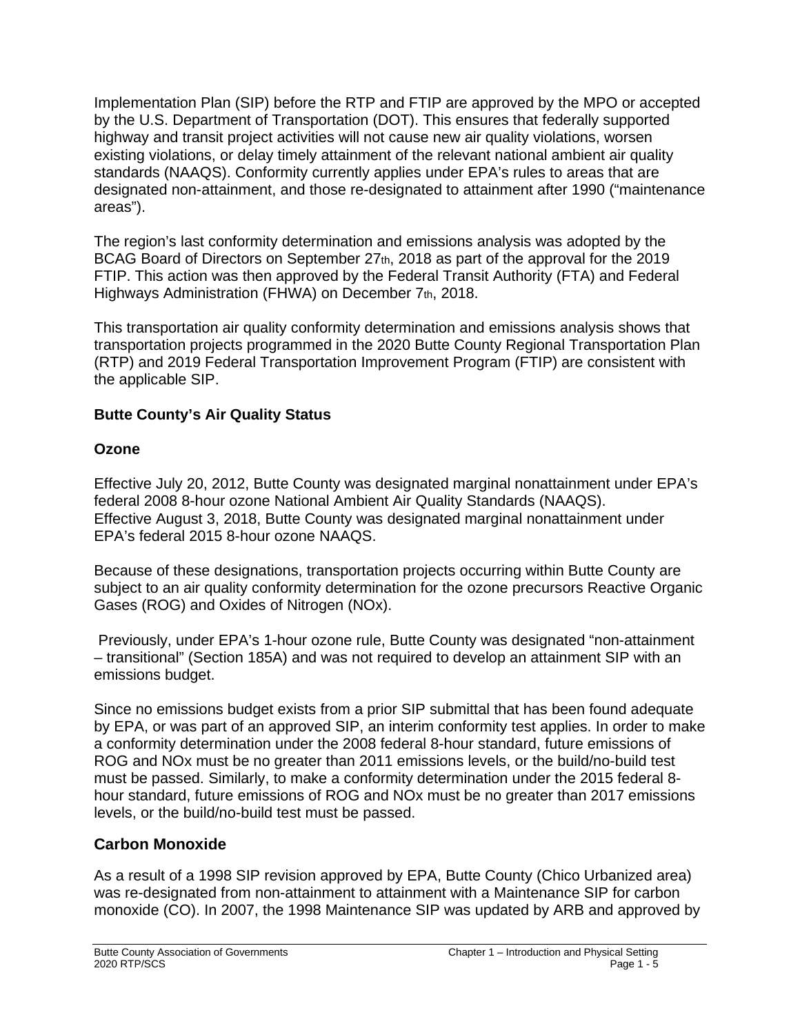Implementation Plan (SIP) before the RTP and FTIP are approved by the MPO or accepted by the U.S. Department of Transportation (DOT). This ensures that federally supported highway and transit project activities will not cause new air quality violations, worsen existing violations, or delay timely attainment of the relevant national ambient air quality standards (NAAQS). Conformity currently applies under EPA's rules to areas that are designated non-attainment, and those re-designated to attainment after 1990 ("maintenance areas").

The region's last conformity determination and emissions analysis was adopted by the BCAG Board of Directors on September 27th, 2018 as part of the approval for the 2019 FTIP. This action was then approved by the Federal Transit Authority (FTA) and Federal Highways Administration (FHWA) on December 7th, 2018.

This transportation air quality conformity determination and emissions analysis shows that transportation projects programmed in the 2020 Butte County Regional Transportation Plan (RTP) and 2019 Federal Transportation Improvement Program (FTIP) are consistent with the applicable SIP.

### Butte County's Air Quality Status

### Ozone

Effective July 20, 2012, Butte County was designated marginal nonattainment under EPA's federal 2008 8-hour ozone National Ambient Air Quality Standards (NAAQS). Effective August 3, 2018, Butte County was designated marginal nonattainment under EPA's federal 2015 8-hour ozone NAAQS.

Because of these designations, transportation projects occurring within Butte County are subject to an air quality conformity determination for the ozone precursors Reactive Organic Gases (ROG) and Oxides of Nitrogen (NOx).

Previously, under EPA's 1-hour ozone rule, Butte County was designated "non-attainment – transitional" (Section 185A) and was not required to develop an attainment SIP with an emissions budget.

Since no emissions budget exists from a prior SIP submittal that has been found adequate by EPA, or was part of an approved SIP, an interim conformity test applies. In order to make a conformity determination under the 2008 federal 8-hour standard, future emissions of ROG and NOx must be no greater than 2011 emissions levels, or the build/no-build test must be passed. Similarly, to make a conformity determination under the 2015 federal 8-hour standard, future emissions of ROG and NOx must be no greater than 2017 emissions levels, or the build/no-build test must be passed.

## Carbon Monoxide

As a result of a 1998 SIP revision approved by EPA, Butte County (Chico Urbanized area) was re-designated from non-attainment to attainment with a Maintenance SIP for carbon monoxide (CO). In 2007, the 1998 Maintenance SIP was updated by ARB and approved by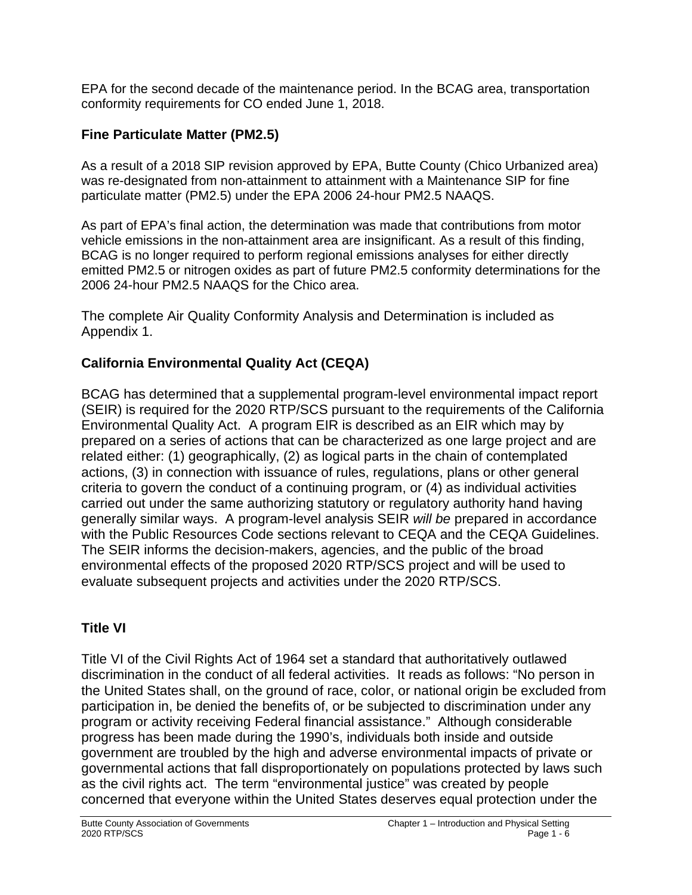EPA for the second decade of the maintenance period. In the BCAG area, transportation conformity requirements for CO ended June 1, 2018.

## Fine Particulate Matter (PM2.5)

As a result of a 2018 SIP revision approved by EPA, Butte County (Chico Urbanized area) was re-designated from non-attainment to attainment with a Maintenance SIP for fine particulate matter (PM2.5) under the EPA 2006 24-hour PM2.5 NAAQS.

As part of EPA's final action, the determination was made that contributions from motor vehicle emissions in the non-attainment area are insignificant. As a result of this finding, BCAG is no longer required to perform regional emissions analyses for either directly emitted PM2.5 or nitrogen oxides as part of future PM2.5 conformity determinations for the 2006 24-hour PM2.5 NAAQS for the Chico area.

The complete Air Quality Conformity Analysis and Determination is included as Appendix 1.

## California Environmental Quality Act (CEQA)

BCAG has determined that a supplemental program-level environmental impact report (SEIR) is required for the 2020 RTP/SCS pursuant to the requirements of the California Environmental Quality Act. A program EIR is described as an EIR which may by prepared on a series of actions that can be characterized as one large project and are related either: (1) geographically, (2) as logical parts in the chain of contemplated actions, (3) in connection with issuance of rules, regulations, plans or other general criteria to govern the conduct of a continuing program, or (4) as individual activities carried out under the same authorizing statutory or regulatory authority hand having generally similar ways. A program-level analysis SEIR *will be* prepared in accordance with the Public Resources Code sections relevant to CEQA and the CEQA Guidelines. The SEIR informs the decision-makers, agencies, and the public of the broad environmental effects of the proposed 2020 RTP/SCS project and will be used to evaluate subsequent projects and activities under the 2020 RTP/SCS.

## Title VI

Title VI of the Civil Rights Act of 1964 set a standard that authoritatively outlawed discrimination in the conduct of all federal activities. It reads as follows: "No person in the United States shall, on the ground of race, color, or national origin be excluded from participation in, be denied the benefits of, or be subjected to discrimination under any program or activity receiving Federal financial assistance." Although considerable progress has been made during the 1990's, individuals both inside and outside government are troubled by the high and adverse environmental impacts of private or governmental actions that fall disproportionately on populations protected by laws such as the civil rights act. The term "environmental justice" was created by people concerned that everyone within the United States deserves equal protection under the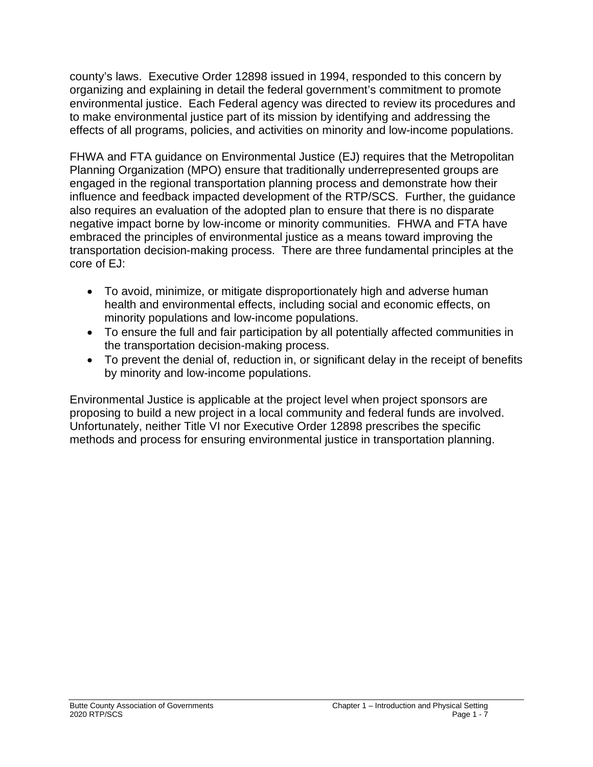county's laws. Executive Order 12898 issued in 1994, responded to this concern by organizing and explaining in detail the federal government's commitment to promote environmental justice. Each Federal agency was directed to review its procedures and to make environmental justice part of its mission by identifying and addressing the effects of all programs, policies, and activities on minority and low-income populations.

FHWA and FTA guidance on Environmental Justice (EJ) requires that the Metropolitan Planning Organization (MPO) ensure that traditionally underrepresented groups are engaged in the regional transportation planning process and demonstrate how their influence and feedback impacted development of the RTP/SCS. Further, the guidance also requires an evaluation of the adopted plan to ensure that there is no disparate negative impact borne by low-income or minority communities. FHWA and FTA have embraced the principles of environmental justice as a means toward improving the transportation decision-making process. There are three fundamental principles at the core of EJ:

- To avoid, minimize, or mitigate disproportionately high and adverse human health and environmental effects, including social and economic effects, on minority populations and low-income populations.
- To ensure the full and fair participation by all potentially affected communities in the transportation decision-making process.
- To prevent the denial of, reduction in, or significant delay in the receipt of benefits by minority and low-income populations.

Environmental Justice is applicable at the project level when project sponsors are proposing to build a new project in a local community and federal funds are involved. Unfortunately, neither Title VI nor Executive Order 12898 prescribes the specific methods and process for ensuring environmental justice in transportation planning.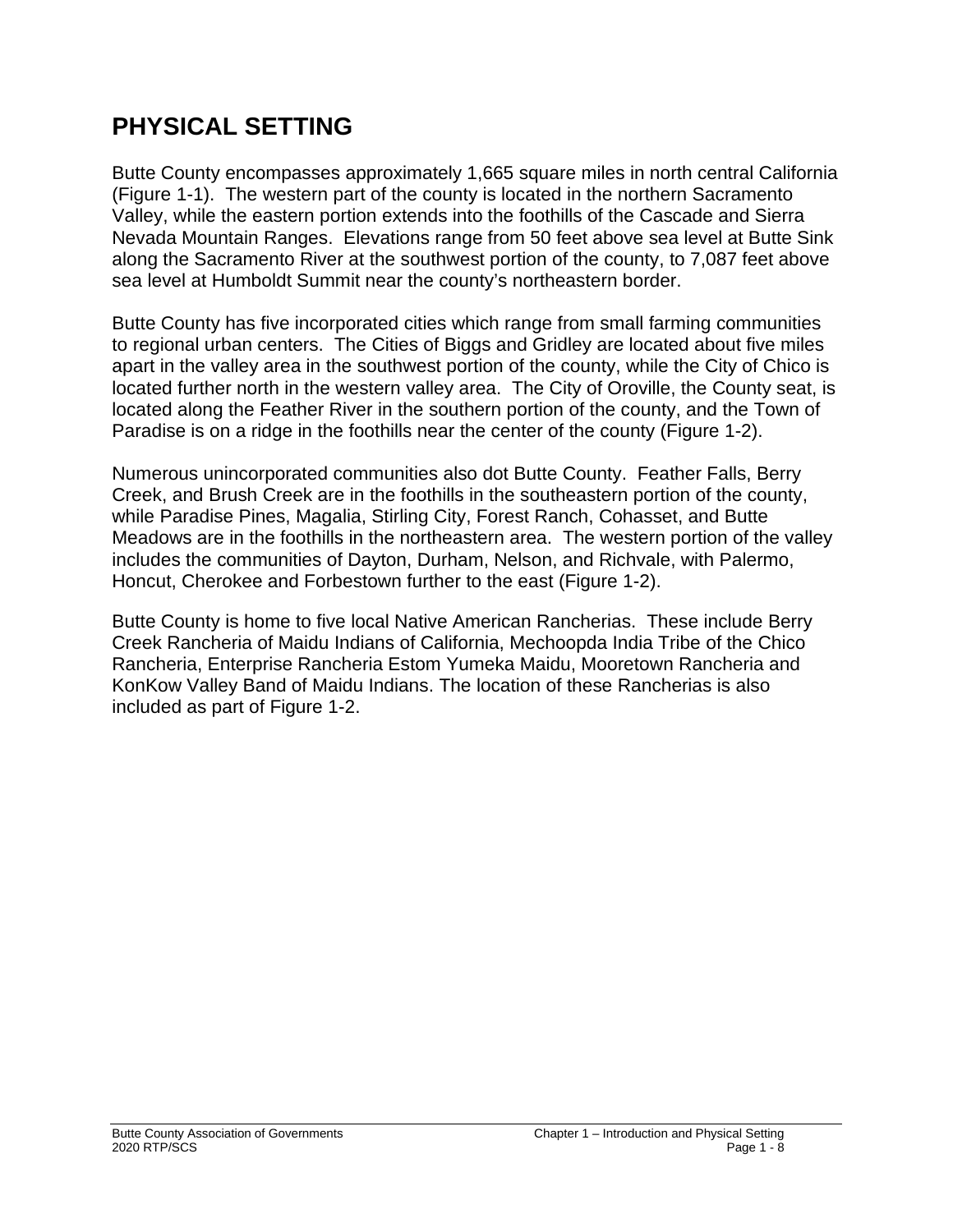# PHYSICAL SETTING

Butte County encompasses approximately 1,665 square miles in north central California (Figure 1-1). The western part of the county is located in the northern Sacramento Valley, while the eastern portion extends into the foothills of the Cascade and Sierra Nevada Mountain Ranges. Elevations range from 50 feet above sea level at Butte Sink along the Sacramento River at the southwest portion of the county, to 7,087 feet above sea level at Humboldt Summit near the county's northeastern border.

Butte County has five incorporated cities which range from small farming communities to regional urban centers. The Cities of Biggs and Gridley are located about five miles apart in the valley area in the southwest portion of the county, while the City of Chico is located further north in the western valley area. The City of Oroville, the County seat, is located along the Feather River in the southern portion of the county, and the Town of Paradise is on a ridge in the foothills near the center of the county (Figure 1-2).

Numerous unincorporated communities also dot Butte County. Feather Falls, Berry Creek, and Brush Creek are in the foothills in the southeastern portion of the county, while Paradise Pines, Magalia, Stirling City, Forest Ranch, Cohasset, and Butte Meadows are in the foothills in the northeastern area. The western portion of the valley includes the communities of Dayton, Durham, Nelson, and Richvale, with Palermo, Honcut, Cherokee and Forbestown further to the east (Figure 1-2).

Butte County is home to five local Native American Rancherias. These include Berry Creek Rancheria of Maidu Indians of California, Mechoopda India Tribe of the Chico Rancheria, Enterprise Rancheria Estom Yumeka Maidu, Mooretown Rancheria and KonKow Valley Band of Maidu Indians. The location of these Rancherias is also included as part of Figure 1-2.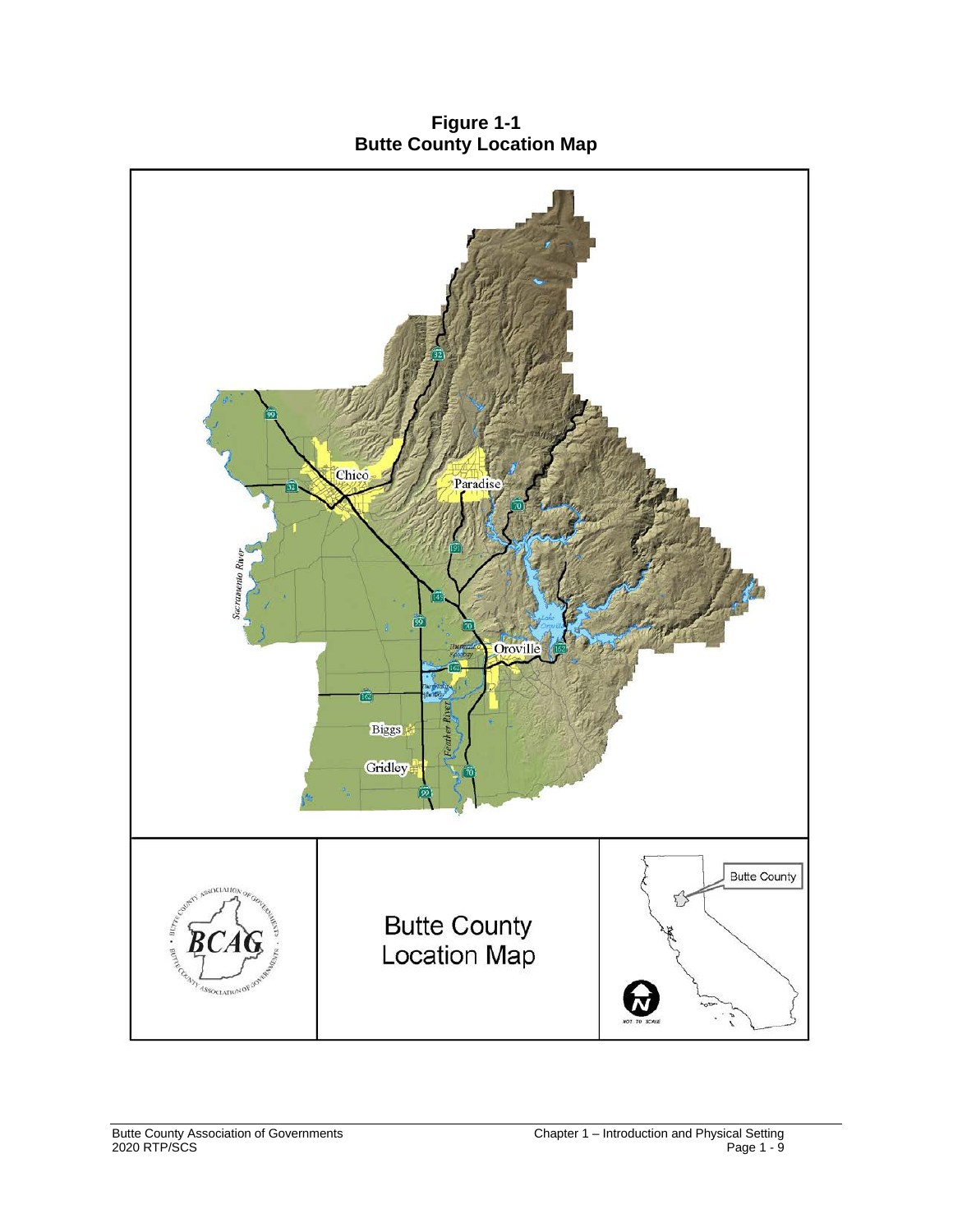**Figure 1-1**
**Butte County Location Map**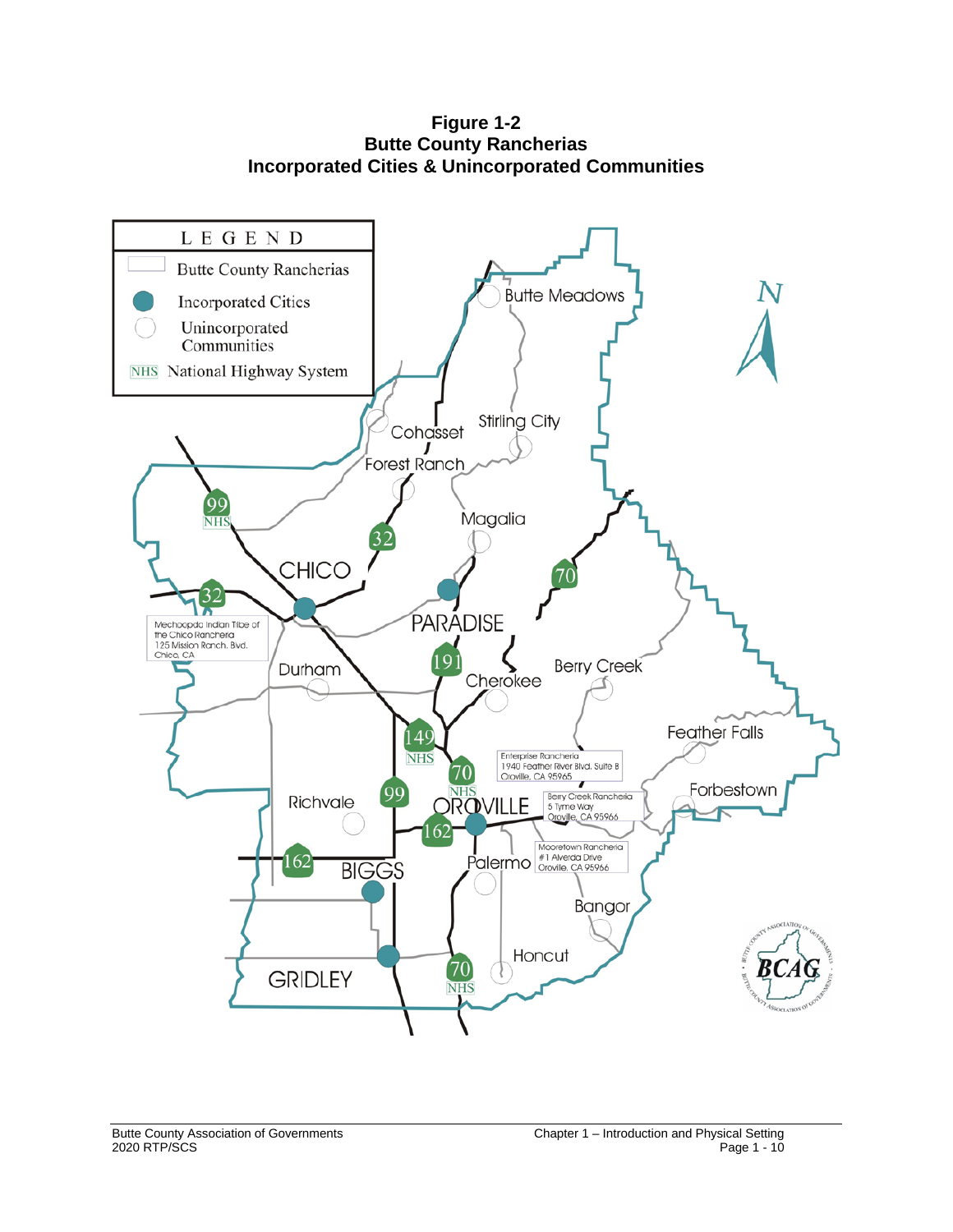**Figure 1-2**
**Butte County Rancherias**
**Incorporated Cities & Unincorporated Communities**

LEGEND

Butte County Rancherias

Incorporated Cities

Unincorporated Communities

NHS National Highway System

N

Butte Meadows

Cohasset

Stirling City

Forest Ranch

Magalia

99 NHS

32

70

CHICO

32

PARADISE

Mechoopda Indian Tribe of the Chico Rancheria
125 Mission Ranch. Blvd.
Chico, CA

191

Durham

Cherokee

Berry Creek

149 NHS

Feather Falls

Enterprise Rancheria
1940 Feather River Blvd. Suite B
Oroville, CA 95965

70 NHS

99

Berry Creek Rancheria
5 Tyme Way
Oroville, CA 95966

Forbestown

Richvale

OROVILLE

162

Mooretown Rancheria
#1 Alverda Drive
Oroville, CA 95966

162

BIGGS

Palermo

Bangor

Honcut

70 NHS

GRIDLEY

BCAG